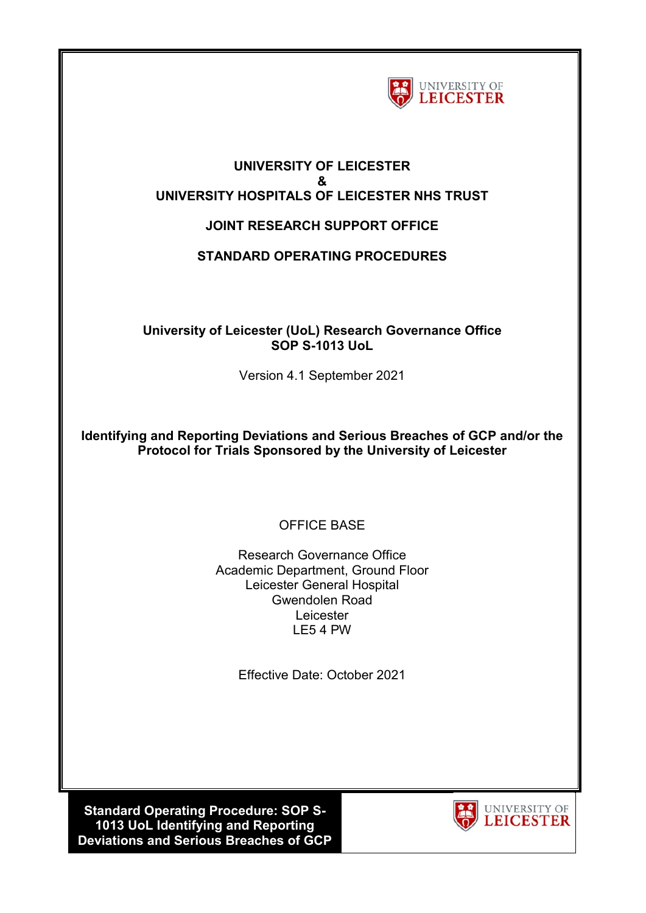**UNIVERSITY OF LEICESTER**
**&**
**UNIVERSITY HOSPITALS OF LEICESTER NHS TRUST**

**JOINT RESEARCH SUPPORT OFFICE**

**STANDARD OPERATING PROCEDURES**

**University of Leicester (UoL) Research Governance Office**
**SOP S-1013 UoL**

Version 4.1 September 2021

**Identifying and Reporting Deviations and Serious Breaches of GCP and/or the Protocol for Trials Sponsored by the University of Leicester**

OFFICE BASE

Research Governance Office
Academic Department, Ground Floor
Leicester General Hospital
Gwendolen Road
Leicester
LE5 4 PW

Effective Date: October 2021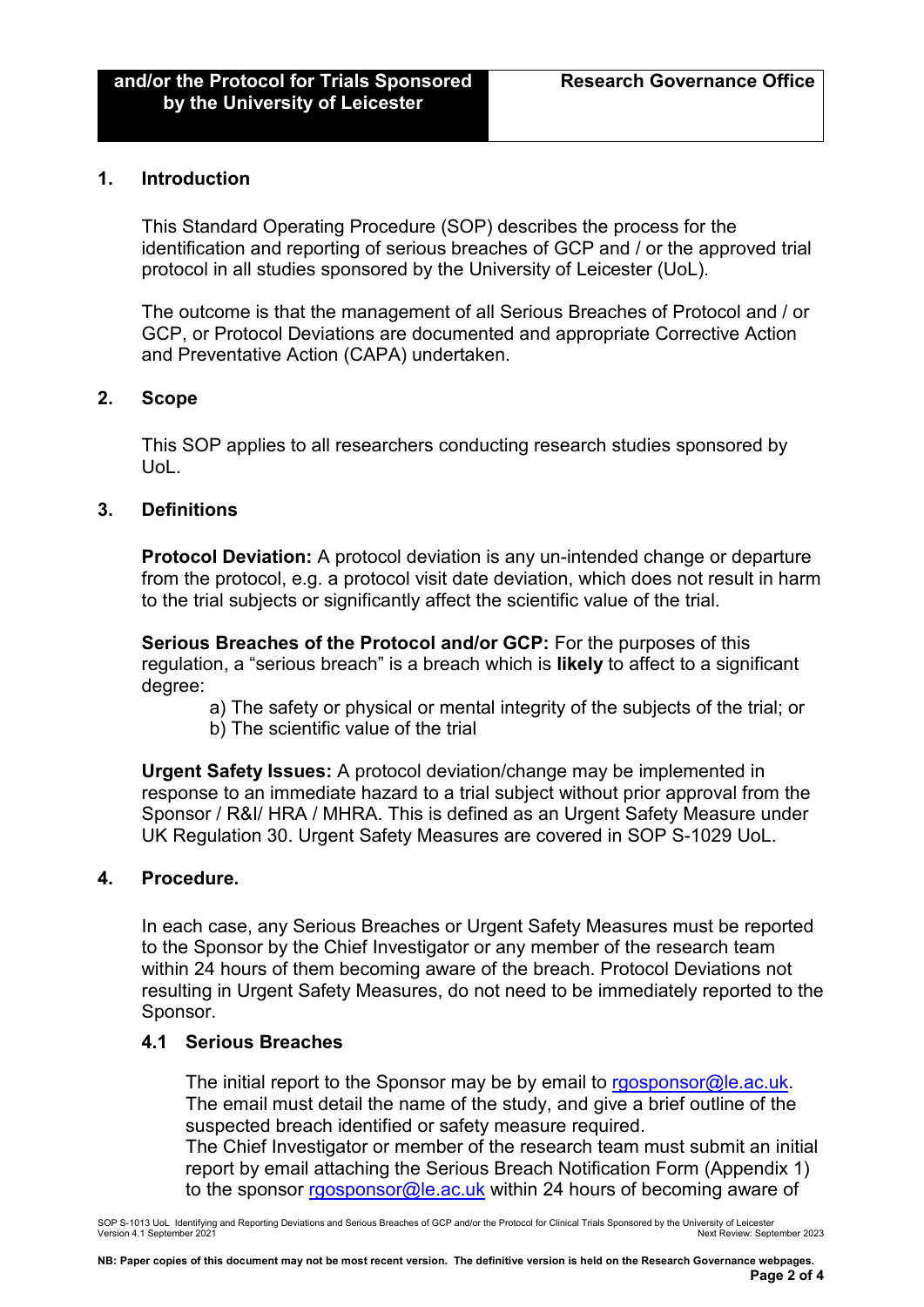## 1. Introduction

This Standard Operating Procedure (SOP) describes the process for the identification and reporting of serious breaches of GCP and / or the approved trial protocol in all studies sponsored by the University of Leicester (UoL).

The outcome is that the management of all Serious Breaches of Protocol and / or GCP, or Protocol Deviations are documented and appropriate Corrective Action and Preventative Action (CAPA) undertaken.

## 2. Scope

This SOP applies to all researchers conducting research studies sponsored by UoL.

## 3. Definitions

**Protocol Deviation:** A protocol deviation is any un-intended change or departure from the protocol, e.g. a protocol visit date deviation, which does not result in harm to the trial subjects or significantly affect the scientific value of the trial.

**Serious Breaches of the Protocol and/or GCP:** For the purposes of this regulation, a "serious breach" is a breach which is **likely** to affect to a significant degree:

a) The safety or physical or mental integrity of the subjects of the trial; or
b) The scientific value of the trial

**Urgent Safety Issues:** A protocol deviation/change may be implemented in response to an immediate hazard to a trial subject without prior approval from the Sponsor / R&I/ HRA / MHRA. This is defined as an Urgent Safety Measure under UK Regulation 30. Urgent Safety Measures are covered in SOP S-1029 UoL.

## 4. Procedure.

In each case, any Serious Breaches or Urgent Safety Measures must be reported to the Sponsor by the Chief Investigator or any member of the research team within 24 hours of them becoming aware of the breach. Protocol Deviations not resulting in Urgent Safety Measures, do not need to be immediately reported to the Sponsor.

### 4.1 Serious Breaches

The initial report to the Sponsor may be by email to rgosponsor@le.ac.uk. The email must detail the name of the study, and give a brief outline of the suspected breach identified or safety measure required.
The Chief Investigator or member of the research team must submit an initial report by email attaching the Serious Breach Notification Form (Appendix 1) to the sponsor rgosponsor@le.ac.uk within 24 hours of becoming aware of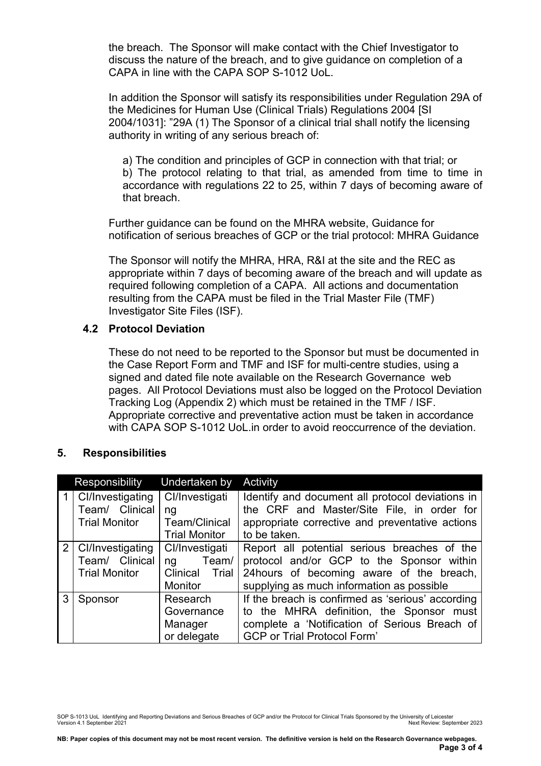the breach. The Sponsor will make contact with the Chief Investigator to discuss the nature of the breach, and to give guidance on completion of a CAPA in line with the CAPA SOP S-1012 UoL.

In addition the Sponsor will satisfy its responsibilities under Regulation 29A of the Medicines for Human Use (Clinical Trials) Regulations 2004 [SI 2004/1031]: "29A (1) The Sponsor of a clinical trial shall notify the licensing authority in writing of any serious breach of:

a) The condition and principles of GCP in connection with that trial; or
b) The protocol relating to that trial, as amended from time to time in accordance with regulations 22 to 25, within 7 days of becoming aware of that breach.

Further guidance can be found on the MHRA website, Guidance for notification of serious breaches of GCP or the trial protocol: MHRA Guidance

The Sponsor will notify the MHRA, HRA, R&I at the site and the REC as appropriate within 7 days of becoming aware of the breach and will update as required following completion of a CAPA. All actions and documentation resulting from the CAPA must be filed in the Trial Master File (TMF) Investigator Site Files (ISF).

### 4.2 Protocol Deviation

These do not need to be reported to the Sponsor but must be documented in the Case Report Form and TMF and ISF for multi-centre studies, using a signed and dated file note available on the Research Governance web pages. All Protocol Deviations must also be logged on the Protocol Deviation Tracking Log (Appendix 2) which must be retained in the TMF / ISF. Appropriate corrective and preventative action must be taken in accordance with CAPA SOP S-1012 UoL.in order to avoid reoccurrence of the deviation.

## 5. Responsibilities

| | Responsibility | Undertaken by | Activity |
|---|---|---|---|
| 1 | CI/Investigating Team/ Clinical Trial Monitor | CI/Investigating Team/Clinical Trial Monitor | Identify and document all protocol deviations in the CRF and Master/Site File, in order for appropriate corrective and preventative actions to be taken. |
| 2 | CI/Investigating Team/ Clinical Trial Monitor | CI/Investigating Team/ Clinical Trial Monitor | Report all potential serious breaches of the protocol and/or GCP to the Sponsor within 24hours of becoming aware of the breach, supplying as much information as possible |
| 3 | Sponsor | Research Governance Manager or delegate | If the breach is confirmed as 'serious' according to the MHRA definition, the Sponsor must complete a 'Notification of Serious Breach of GCP or Trial Protocol Form' |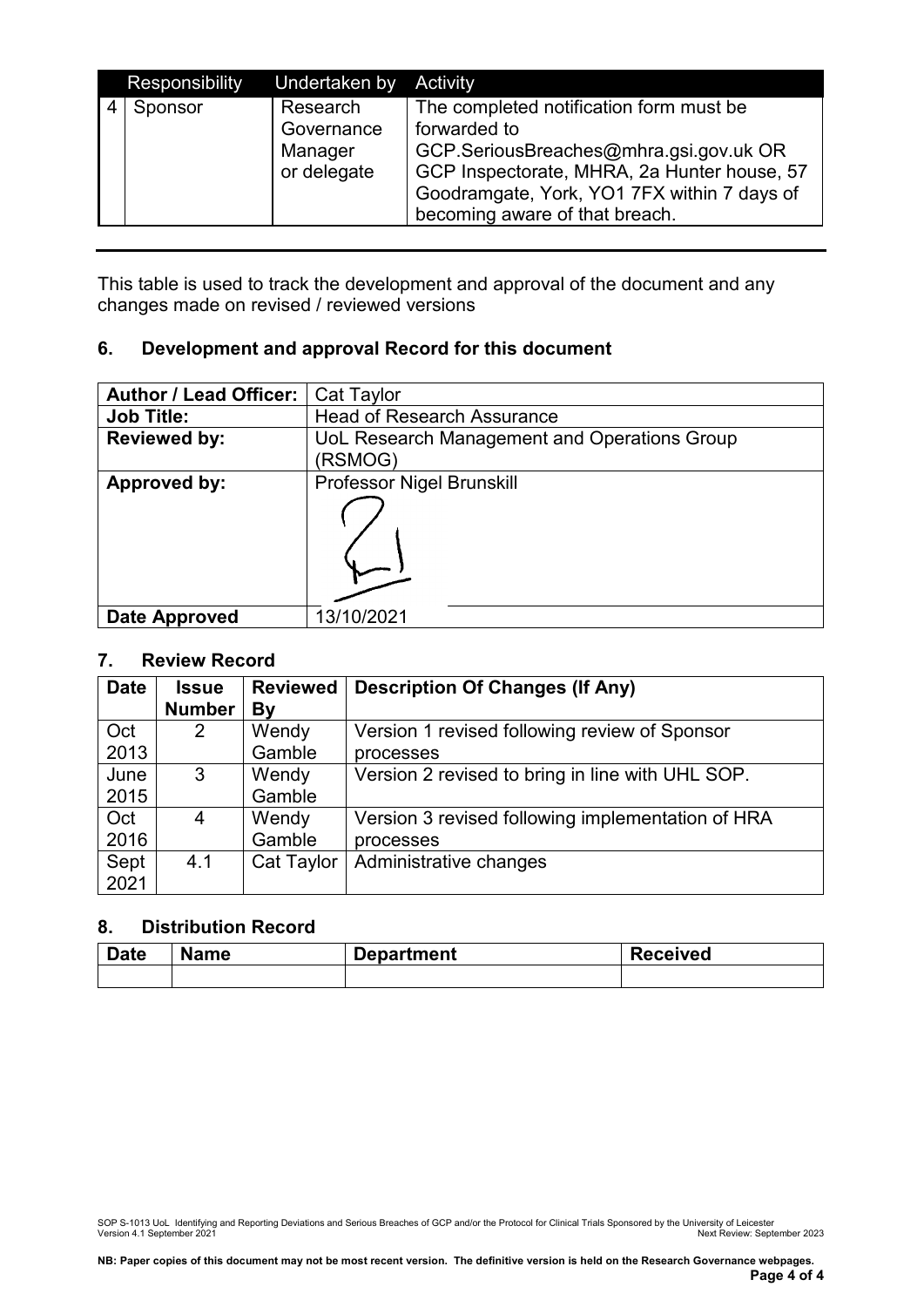| | Responsibility | Undertaken by | Activity |
|---|---|---|---|
| 4 | Sponsor | Research Governance Manager or delegate | The completed notification form must be forwarded to GCP.SeriousBreaches@mhra.gsi.gov.uk OR GCP Inspectorate, MHRA, 2a Hunter house, 57 Goodramgate, York, YO1 7FX within 7 days of becoming aware of that breach. |

This table is used to track the development and approval of the document and any changes made on revised / reviewed versions

## 6. Development and approval Record for this document

| | |
|---|---|
| **Author / Lead Officer:** | Cat Taylor |
| **Job Title:** | Head of Research Assurance |
| **Reviewed by:** | UoL Research Management and Operations Group (RSMOG) |
| **Approved by:** | Professor Nigel Brunskill |
| **Date Approved** | 13/10/2021 |

## 7. Review Record

| Date | Issue Number | Reviewed By | Description Of Changes (If Any) |
|---|---|---|---|
| Oct 2013 | 2 | Wendy Gamble | Version 1 revised following review of Sponsor processes |
| June 2015 | 3 | Wendy Gamble | Version 2 revised to bring in line with UHL SOP. |
| Oct 2016 | 4 | Wendy Gamble | Version 3 revised following implementation of HRA processes |
| Sept 2021 | 4.1 | Cat Taylor | Administrative changes |

## 8. Distribution Record

| Date | Name | Department | Received |
|---|---|---|---|
| | | | |